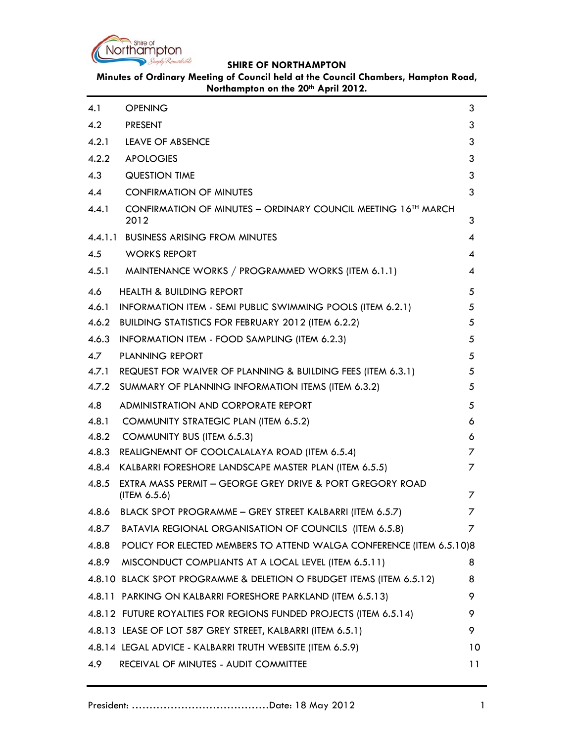**SHIRE OF NORTHAMPTON**

**Minutes of Ordinary Meeting of Council held at the Council Chambers, Hampton Road, Northampton on the 20th April 2012.**

| | | |
|---|---|---|
| 4.1 | OPENING | 3 |
| 4.2 | PRESENT | 3 |
| 4.2.1 | LEAVE OF ABSENCE | 3 |
| 4.2.2 | APOLOGIES | 3 |
| 4.3 | QUESTION TIME | 3 |
| 4.4 | CONFIRMATION OF MINUTES | 3 |
| 4.4.1 | CONFIRMATION OF MINUTES – ORDINARY COUNCIL MEETING 16TH MARCH 2012 | 3 |
| 4.4.1.1 | BUSINESS ARISING FROM MINUTES | 4 |
| 4.5 | WORKS REPORT | 4 |
| 4.5.1 | MAINTENANCE WORKS / PROGRAMMED WORKS (ITEM 6.1.1) | 4 |
| 4.6 | HEALTH & BUILDING REPORT | 5 |
| 4.6.1 | INFORMATION ITEM - SEMI PUBLIC SWIMMING POOLS (ITEM 6.2.1) | 5 |
| 4.6.2 | BUILDING STATISTICS FOR FEBRUARY 2012 (ITEM 6.2.2) | 5 |
| 4.6.3 | INFORMATION ITEM - FOOD SAMPLING (ITEM 6.2.3) | 5 |
| 4.7 | PLANNING REPORT | 5 |
| 4.7.1 | REQUEST FOR WAIVER OF PLANNING & BUILDING FEES (ITEM 6.3.1) | 5 |
| 4.7.2 | SUMMARY OF PLANNING INFORMATION ITEMS (ITEM 6.3.2) | 5 |
| 4.8 | ADMINISTRATION AND CORPORATE REPORT | 5 |
| 4.8.1 | COMMUNITY STRATEGIC PLAN (ITEM 6.5.2) | 6 |
| 4.8.2 | COMMUNITY BUS (ITEM 6.5.3) | 6 |
| 4.8.3 | REALIGNEMNT OF COOLCALALAYA ROAD (ITEM 6.5.4) | 7 |
| 4.8.4 | KALBARRI FORESHORE LANDSCAPE MASTER PLAN (ITEM 6.5.5) | 7 |
| 4.8.5 | EXTRA MASS PERMIT – GEORGE GREY DRIVE & PORT GREGORY ROAD (ITEM 6.5.6) | 7 |
| 4.8.6 | BLACK SPOT PROGRAMME – GREY STREET KALBARRI (ITEM 6.5.7) | 7 |
| 4.8.7 | BATAVIA REGIONAL ORGANISATION OF COUNCILS (ITEM 6.5.8) | 7 |
| 4.8.8 | POLICY FOR ELECTED MEMBERS TO ATTEND WALGA CONFERENCE (ITEM 6.5.10) | 8 |
| 4.8.9 | MISCONDUCT COMPLIANTS AT A LOCAL LEVEL (ITEM 6.5.11) | 8 |
| 4.8.10 | BLACK SPOT PROGRAMME & DELETION O FBUDGET ITEMS (ITEM 6.5.12) | 8 |
| 4.8.11 | PARKING ON KALBARRI FORESHORE PARKLAND (ITEM 6.5.13) | 9 |
| 4.8.12 | FUTURE ROYALTIES FOR REGIONS FUNDED PROJECTS (ITEM 6.5.14) | 9 |
| 4.8.13 | LEASE OF LOT 587 GREY STREET, KALBARRI (ITEM 6.5.1) | 9 |
| 4.8.14 | LEGAL ADVICE - KALBARRI TRUTH WEBSITE (ITEM 6.5.9) | 10 |
| 4.9 | RECEIVAL OF MINUTES - AUDIT COMMITTEE | 11 |

President: ……………………………….Date: 18 May 2012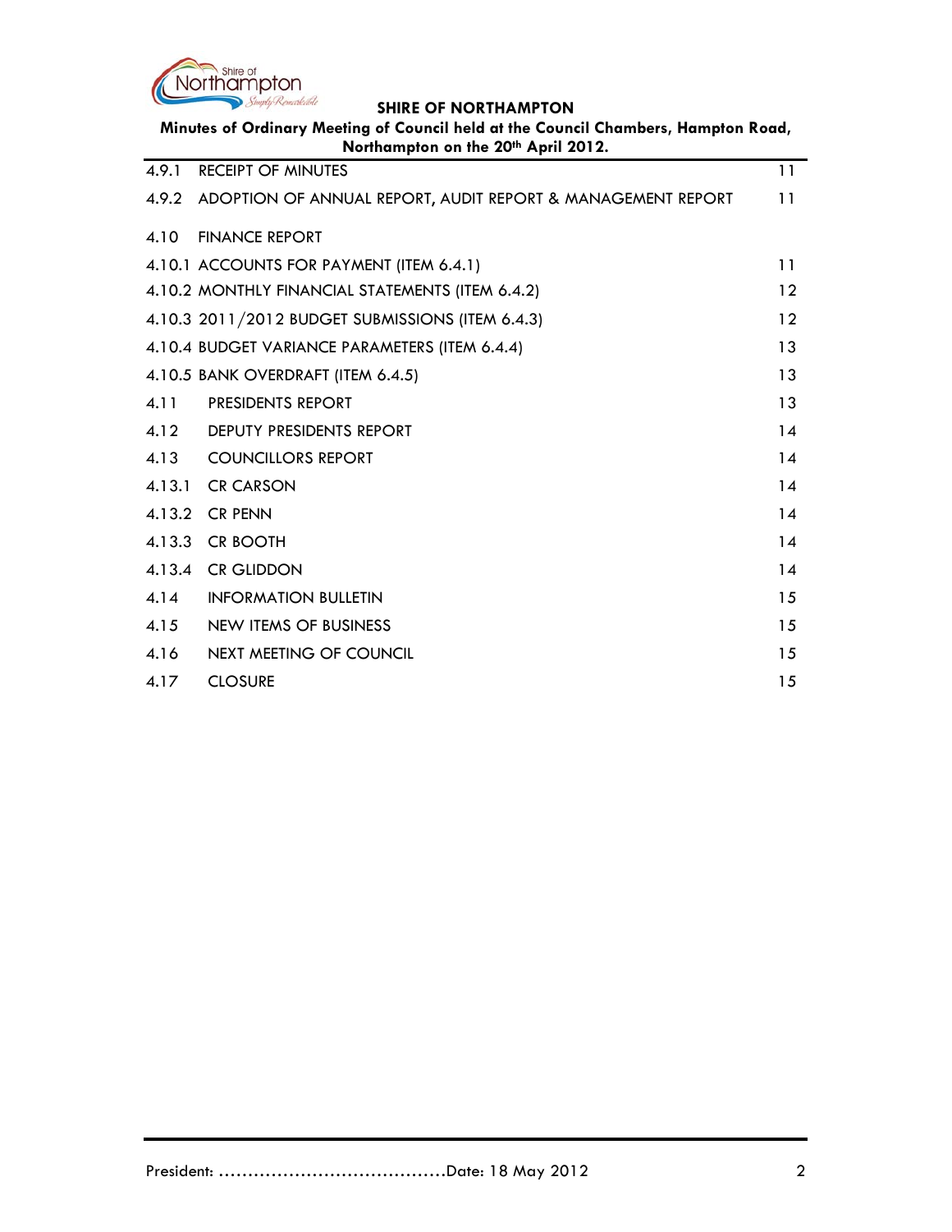| | | |
|---|---|---|
| 4.9.1 | RECEIPT OF MINUTES | 11 |
| 4.9.2 | ADOPTION OF ANNUAL REPORT, AUDIT REPORT & MANAGEMENT REPORT | 11 |
| 4.10 | FINANCE REPORT | |
| 4.10.1 | ACCOUNTS FOR PAYMENT (ITEM 6.4.1) | 11 |
| 4.10.2 | MONTHLY FINANCIAL STATEMENTS (ITEM 6.4.2) | 12 |
| 4.10.3 | 2011/2012 BUDGET SUBMISSIONS (ITEM 6.4.3) | 12 |
| 4.10.4 | BUDGET VARIANCE PARAMETERS (ITEM 6.4.4) | 13 |
| 4.10.5 | BANK OVERDRAFT (ITEM 6.4.5) | 13 |
| 4.11 | PRESIDENTS REPORT | 13 |
| 4.12 | DEPUTY PRESIDENTS REPORT | 14 |
| 4.13 | COUNCILLORS REPORT | 14 |
| 4.13.1 | CR CARSON | 14 |
| 4.13.2 | CR PENN | 14 |
| 4.13.3 | CR BOOTH | 14 |
| 4.13.4 | CR GLIDDON | 14 |
| 4.14 | INFORMATION BULLETIN | 15 |
| 4.15 | NEW ITEMS OF BUSINESS | 15 |
| 4.16 | NEXT MEETING OF COUNCIL | 15 |
| 4.17 | CLOSURE | 15 |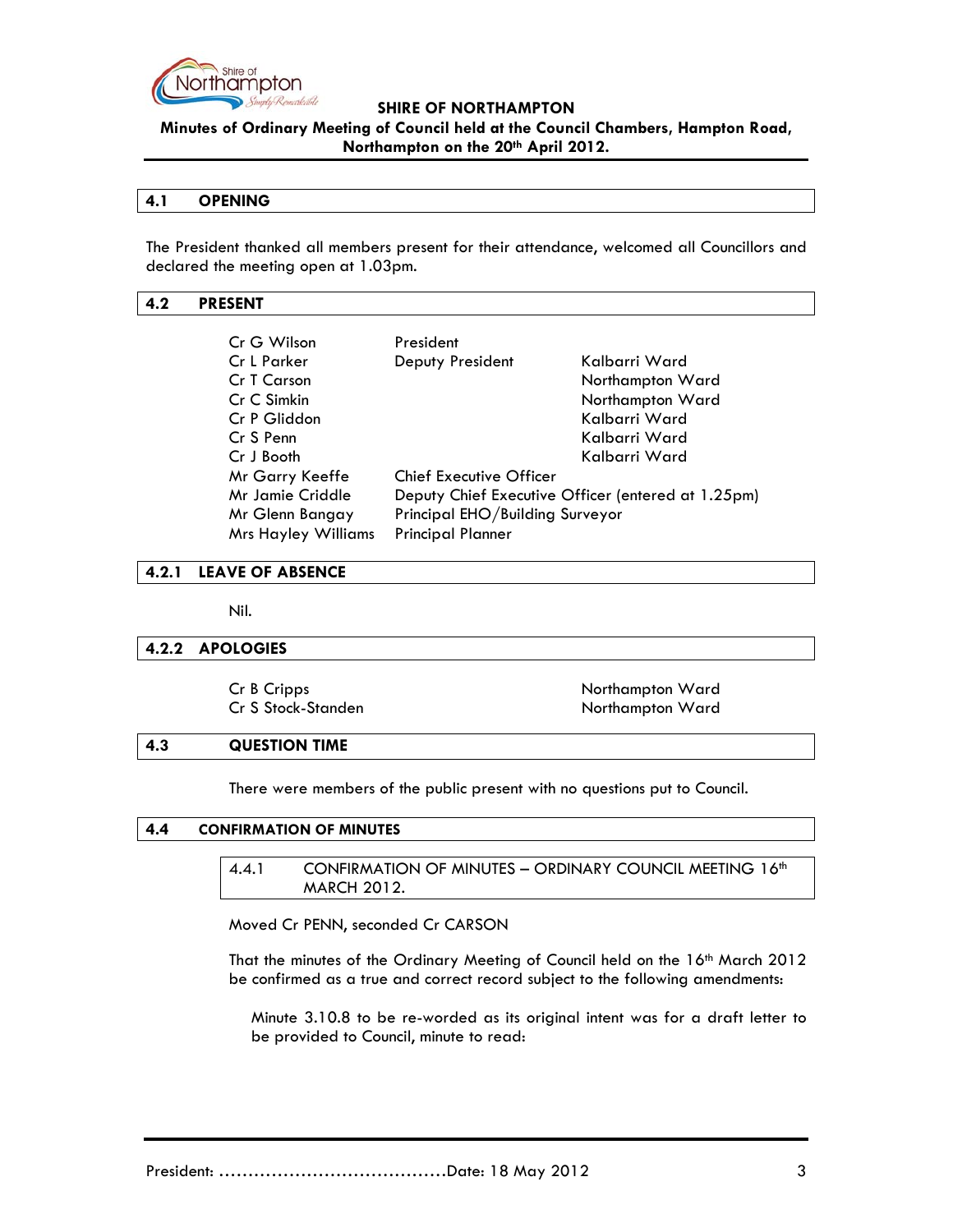## 4.1 OPENING

The President thanked all members present for their attendance, welcomed all Councillors and declared the meeting open at 1.03pm.

## 4.2 PRESENT

| | | |
|---|---|---|
| Cr G Wilson | President | |
| Cr L Parker | Deputy President | Kalbarri Ward |
| Cr T Carson | | Northampton Ward |
| Cr C Simkin | | Northampton Ward |
| Cr P Gliddon | | Kalbarri Ward |
| Cr S Penn | | Kalbarri Ward |
| Cr J Booth | | Kalbarri Ward |
| Mr Garry Keeffe | Chief Executive Officer | |
| Mr Jamie Criddle | Deputy Chief Executive Officer (entered at 1.25pm) | |
| Mr Glenn Bangay | Principal EHO/Building Surveyor | |
| Mrs Hayley Williams | Principal Planner | |

## 4.2.1 LEAVE OF ABSENCE

Nil.

## 4.2.2 APOLOGIES

| | |
|---|---|
| Cr B Cripps | Northampton Ward |
| Cr S Stock-Standen | Northampton Ward |

## 4.3 QUESTION TIME

There were members of the public present with no questions put to Council.

## 4.4 CONFIRMATION OF MINUTES

### 4.4.1 CONFIRMATION OF MINUTES – ORDINARY COUNCIL MEETING 16th MARCH 2012.

Moved Cr PENN, seconded Cr CARSON

That the minutes of the Ordinary Meeting of Council held on the 16th March 2012 be confirmed as a true and correct record subject to the following amendments:

Minute 3.10.8 to be re-worded as its original intent was for a draft letter to be provided to Council, minute to read:

President: …………………………………Date: 18 May 2012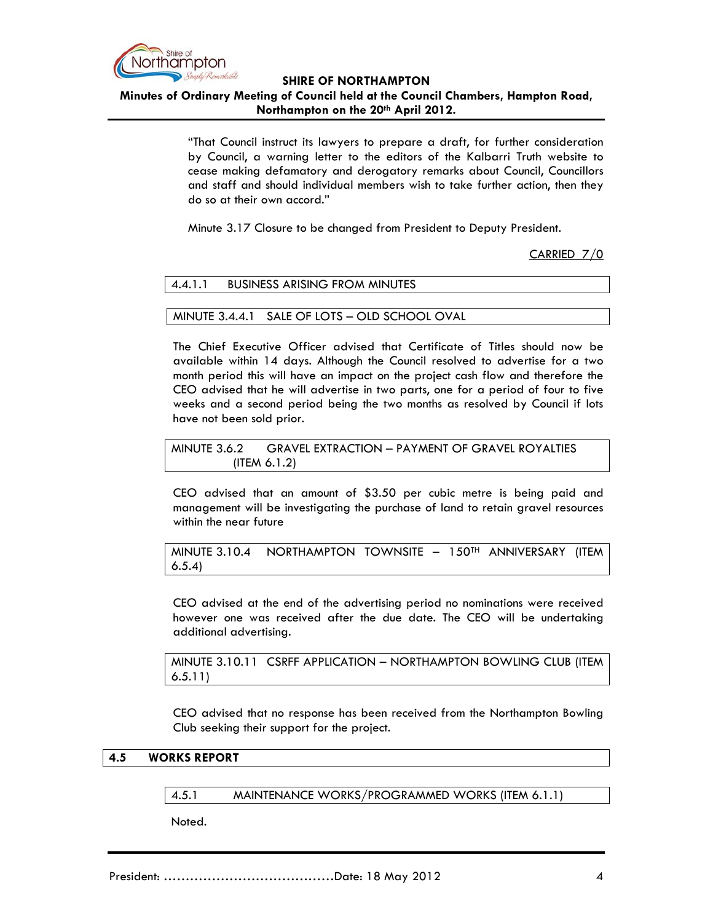"That Council instruct its lawyers to prepare a draft, for further consideration by Council, a warning letter to the editors of the Kalbarri Truth website to cease making defamatory and derogatory remarks about Council, Councillors and staff and should individual members wish to take further action, then they do so at their own accord."

Minute 3.17 Closure to be changed from President to Deputy President.

CARRIED 7/0

4.4.1.1 BUSINESS ARISING FROM MINUTES

MINUTE 3.4.4.1 SALE OF LOTS – OLD SCHOOL OVAL

The Chief Executive Officer advised that Certificate of Titles should now be available within 14 days. Although the Council resolved to advertise for a two month period this will have an impact on the project cash flow and therefore the CEO advised that he will advertise in two parts, one for a period of four to five weeks and a second period being the two months as resolved by Council if lots have not been sold prior.

MINUTE 3.6.2 GRAVEL EXTRACTION – PAYMENT OF GRAVEL ROYALTIES (ITEM 6.1.2)

CEO advised that an amount of $3.50 per cubic metre is being paid and management will be investigating the purchase of land to retain gravel resources within the near future

MINUTE 3.10.4 NORTHAMPTON TOWNSITE – 150TH ANNIVERSARY (ITEM 6.5.4)

CEO advised at the end of the advertising period no nominations were received however one was received after the due date. The CEO will be undertaking additional advertising.

MINUTE 3.10.11 CSRFF APPLICATION – NORTHAMPTON BOWLING CLUB (ITEM 6.5.11)

CEO advised that no response has been received from the Northampton Bowling Club seeking their support for the project.

## 4.5 WORKS REPORT

4.5.1 MAINTENANCE WORKS/PROGRAMMED WORKS (ITEM 6.1.1)

Noted.

President: ....................................... Date: 18 May 2012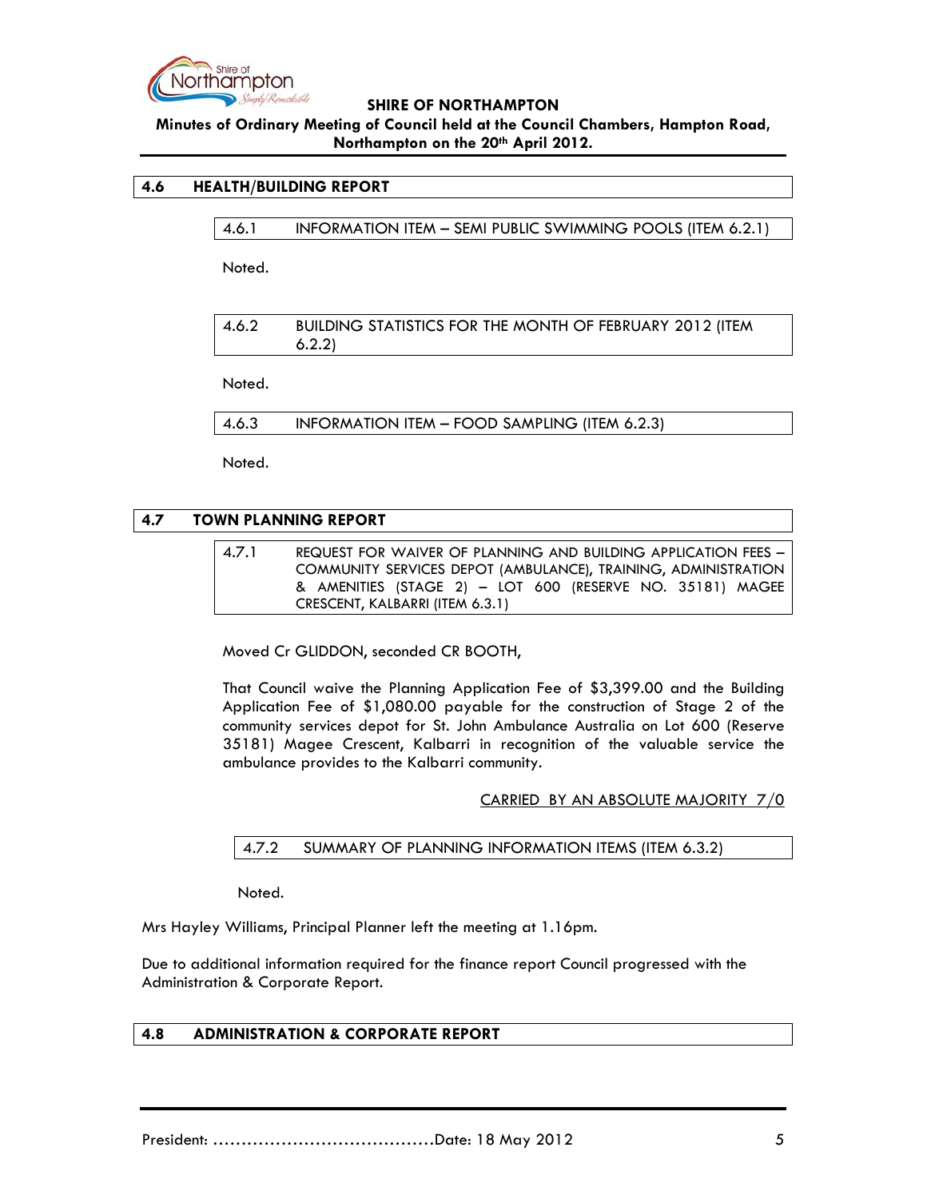## 4.6 HEALTH/BUILDING REPORT

### 4.6.1 INFORMATION ITEM – SEMI PUBLIC SWIMMING POOLS (ITEM 6.2.1)

Noted.

### 4.6.2 BUILDING STATISTICS FOR THE MONTH OF FEBRUARY 2012 (ITEM 6.2.2)

Noted.

### 4.6.3 INFORMATION ITEM – FOOD SAMPLING (ITEM 6.2.3)

Noted.

## 4.7 TOWN PLANNING REPORT

### 4.7.1 REQUEST FOR WAIVER OF PLANNING AND BUILDING APPLICATION FEES – COMMUNITY SERVICES DEPOT (AMBULANCE), TRAINING, ADMINISTRATION & AMENITIES (STAGE 2) – LOT 600 (RESERVE NO. 35181) MAGEE CRESCENT, KALBARRI (ITEM 6.3.1)

Moved Cr GLIDDON, seconded CR BOOTH,

That Council waive the Planning Application Fee of $3,399.00 and the Building Application Fee of $1,080.00 payable for the construction of Stage 2 of the community services depot for St. John Ambulance Australia on Lot 600 (Reserve 35181) Magee Crescent, Kalbarri in recognition of the valuable service the ambulance provides to the Kalbarri community.

CARRIED BY AN ABSOLUTE MAJORITY 7/0

### 4.7.2 SUMMARY OF PLANNING INFORMATION ITEMS (ITEM 6.3.2)

Noted.

Mrs Hayley Williams, Principal Planner left the meeting at 1.16pm.

Due to additional information required for the finance report Council progressed with the Administration & Corporate Report.

## 4.8 ADMINISTRATION & CORPORATE REPORT

President: ……………………………………Date: 18 May 2012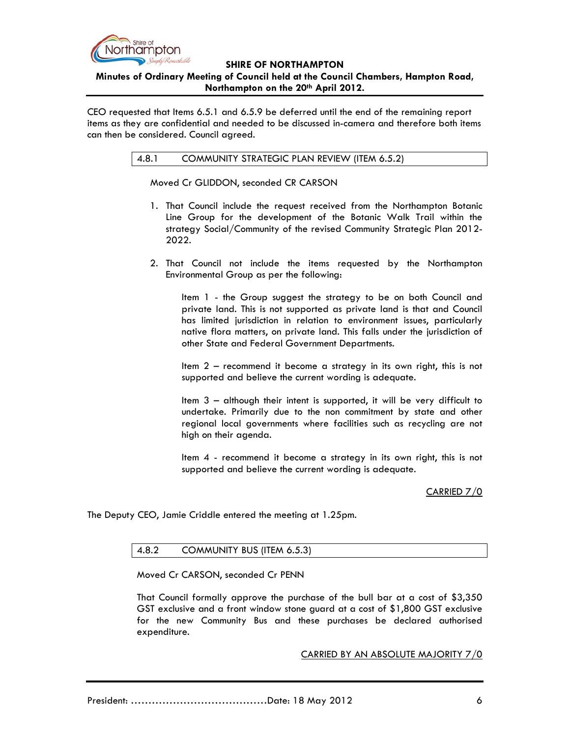CEO requested that Items 6.5.1 and 6.5.9 be deferred until the end of the remaining report items as they are confidential and needed to be discussed in-camera and therefore both items can then be considered. Council agreed.

### 4.8.1 COMMUNITY STRATEGIC PLAN REVIEW (ITEM 6.5.2)

Moved Cr GLIDDON, seconded CR CARSON

1. That Council include the request received from the Northampton Botanic Line Group for the development of the Botanic Walk Trail within the strategy Social/Community of the revised Community Strategic Plan 2012-2022.

2. That Council not include the items requested by the Northampton Environmental Group as per the following:

   Item 1 - the Group suggest the strategy to be on both Council and private land. This is not supported as private land is that and Council has limited jurisdiction in relation to environment issues, particularly native flora matters, on private land. This falls under the jurisdiction of other State and Federal Government Departments.

   Item 2 – recommend it become a strategy in its own right, this is not supported and believe the current wording is adequate.

   Item 3 – although their intent is supported, it will be very difficult to undertake. Primarily due to the non commitment by state and other regional local governments where facilities such as recycling are not high on their agenda.

   Item 4 - recommend it become a strategy in its own right, this is not supported and believe the current wording is adequate.

CARRIED 7/0

The Deputy CEO, Jamie Criddle entered the meeting at 1.25pm.

### 4.8.2 COMMUNITY BUS (ITEM 6.5.3)

Moved Cr CARSON, seconded Cr PENN

That Council formally approve the purchase of the bull bar at a cost of $3,350 GST exclusive and a front window stone guard at a cost of $1,800 GST exclusive for the new Community Bus and these purchases be declared authorised expenditure.

CARRIED BY AN ABSOLUTE MAJORITY 7/0

President: .......................................Date: 18 May 2012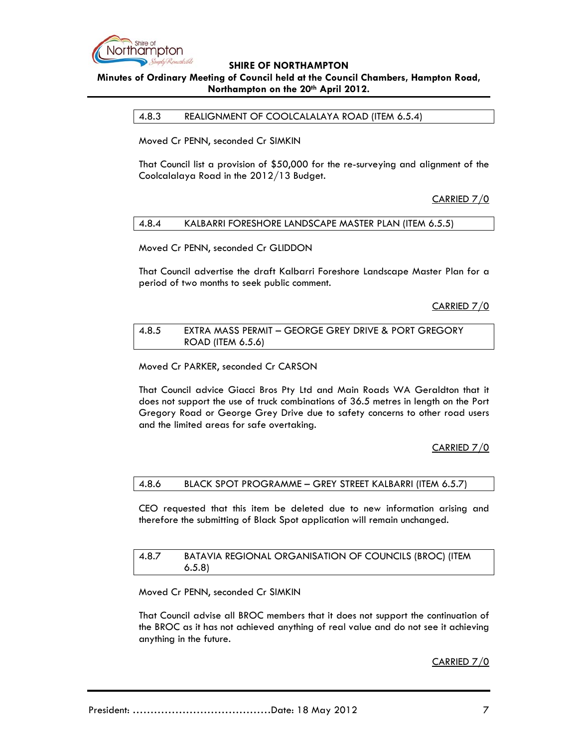### 4.8.3 REALIGNMENT OF COOLCALALAYA ROAD (ITEM 6.5.4)

Moved Cr PENN, seconded Cr SIMKIN

That Council list a provision of $50,000 for the re-surveying and alignment of the Coolcalalaya Road in the 2012/13 Budget.

CARRIED 7/0

### 4.8.4 KALBARRI FORESHORE LANDSCAPE MASTER PLAN (ITEM 6.5.5)

Moved Cr PENN, seconded Cr GLIDDON

That Council advertise the draft Kalbarri Foreshore Landscape Master Plan for a period of two months to seek public comment.

CARRIED 7/0

### 4.8.5 EXTRA MASS PERMIT – GEORGE GREY DRIVE & PORT GREGORY ROAD (ITEM 6.5.6)

Moved Cr PARKER, seconded Cr CARSON

That Council advice Giacci Bros Pty Ltd and Main Roads WA Geraldton that it does not support the use of truck combinations of 36.5 metres in length on the Port Gregory Road or George Grey Drive due to safety concerns to other road users and the limited areas for safe overtaking.

CARRIED 7/0

### 4.8.6 BLACK SPOT PROGRAMME – GREY STREET KALBARRI (ITEM 6.5.7)

CEO requested that this item be deleted due to new information arising and therefore the submitting of Black Spot application will remain unchanged.

### 4.8.7 BATAVIA REGIONAL ORGANISATION OF COUNCILS (BROC) (ITEM 6.5.8)

Moved Cr PENN, seconded Cr SIMKIN

That Council advise all BROC members that it does not support the continuation of the BROC as it has not achieved anything of real value and do not see it achieving anything in the future.

CARRIED 7/0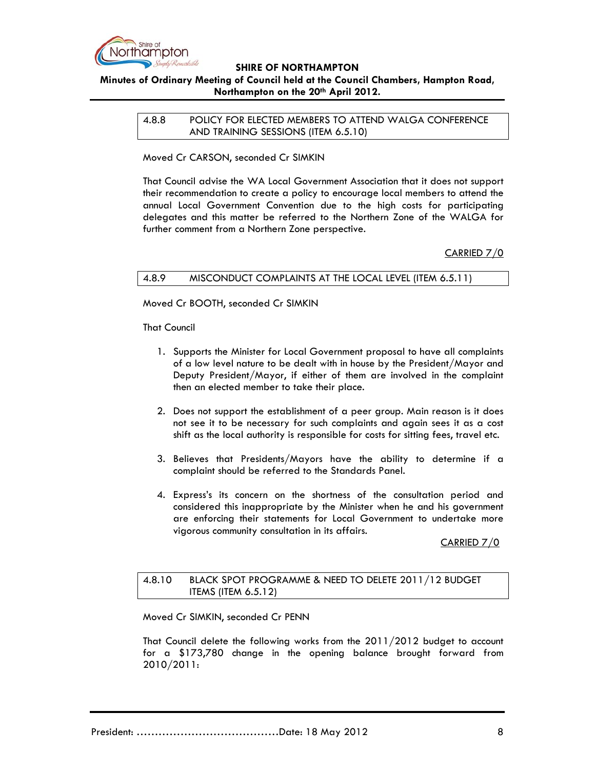### 4.8.8 POLICY FOR ELECTED MEMBERS TO ATTEND WALGA CONFERENCE AND TRAINING SESSIONS (ITEM 6.5.10)

Moved Cr CARSON, seconded Cr SIMKIN

That Council advise the WA Local Government Association that it does not support their recommendation to create a policy to encourage local members to attend the annual Local Government Convention due to the high costs for participating delegates and this matter be referred to the Northern Zone of the WALGA for further comment from a Northern Zone perspective.

CARRIED 7/0

### 4.8.9 MISCONDUCT COMPLAINTS AT THE LOCAL LEVEL (ITEM 6.5.11)

Moved Cr BOOTH, seconded Cr SIMKIN

That Council

1. Supports the Minister for Local Government proposal to have all complaints of a low level nature to be dealt with in house by the President/Mayor and Deputy President/Mayor, if either of them are involved in the complaint then an elected member to take their place.

2. Does not support the establishment of a peer group. Main reason is it does not see it to be necessary for such complaints and again sees it as a cost shift as the local authority is responsible for costs for sitting fees, travel etc.

3. Believes that Presidents/Mayors have the ability to determine if a complaint should be referred to the Standards Panel.

4. Express's its concern on the shortness of the consultation period and considered this inappropriate by the Minister when he and his government are enforcing their statements for Local Government to undertake more vigorous community consultation in its affairs.

CARRIED 7/0

### 4.8.10 BLACK SPOT PROGRAMME & NEED TO DELETE 2011/12 BUDGET ITEMS (ITEM 6.5.12)

Moved Cr SIMKIN, seconded Cr PENN

That Council delete the following works from the 2011/2012 budget to account for a $173,780 change in the opening balance brought forward from 2010/2011: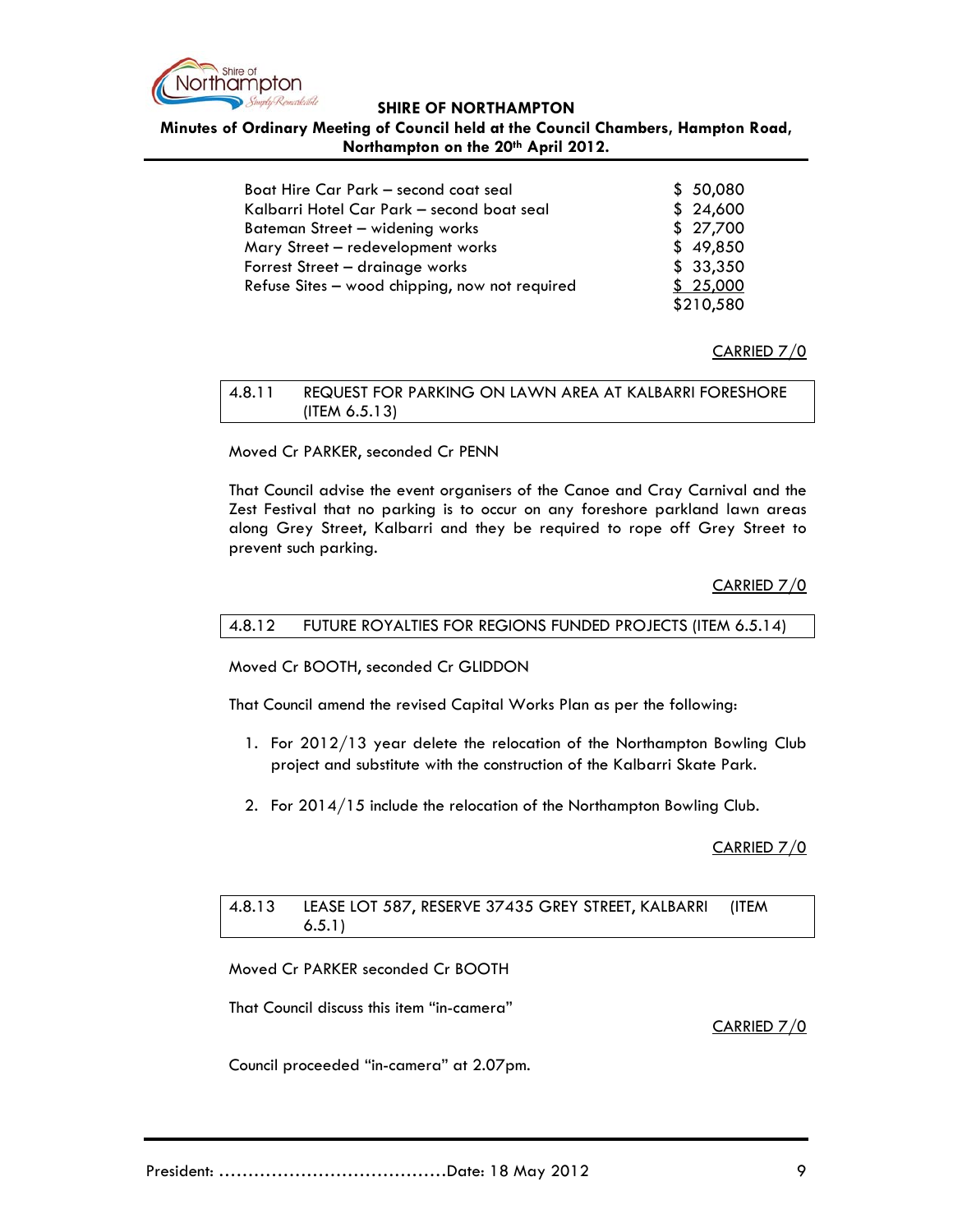| | |
|---|---|
| Boat Hire Car Park – second coat seal | $ 50,080 |
| Kalbarri Hotel Car Park – second boat seal | $ 24,600 |
| Bateman Street – widening works | $ 27,700 |
| Mary Street – redevelopment works | $ 49,850 |
| Forrest Street – drainage works | $ 33,350 |
| Refuse Sites – wood chipping, now not required | $ 25,000 |
| | $210,580 |

CARRIED 7/0

### 4.8.11 REQUEST FOR PARKING ON LAWN AREA AT KALBARRI FORESHORE (ITEM 6.5.13)

Moved Cr PARKER, seconded Cr PENN

That Council advise the event organisers of the Canoe and Cray Carnival and the Zest Festival that no parking is to occur on any foreshore parkland lawn areas along Grey Street, Kalbarri and they be required to rope off Grey Street to prevent such parking.

CARRIED 7/0

### 4.8.12 FUTURE ROYALTIES FOR REGIONS FUNDED PROJECTS (ITEM 6.5.14)

Moved Cr BOOTH, seconded Cr GLIDDON

That Council amend the revised Capital Works Plan as per the following:

1. For 2012/13 year delete the relocation of the Northampton Bowling Club project and substitute with the construction of the Kalbarri Skate Park.

2. For 2014/15 include the relocation of the Northampton Bowling Club.

CARRIED 7/0

### 4.8.13 LEASE LOT 587, RESERVE 37435 GREY STREET, KALBARRI (ITEM 6.5.1)

Moved Cr PARKER seconded Cr BOOTH

That Council discuss this item "in-camera"

CARRIED 7/0

Council proceeded "in-camera" at 2.07pm.

President: ......................................Date: 18 May 2012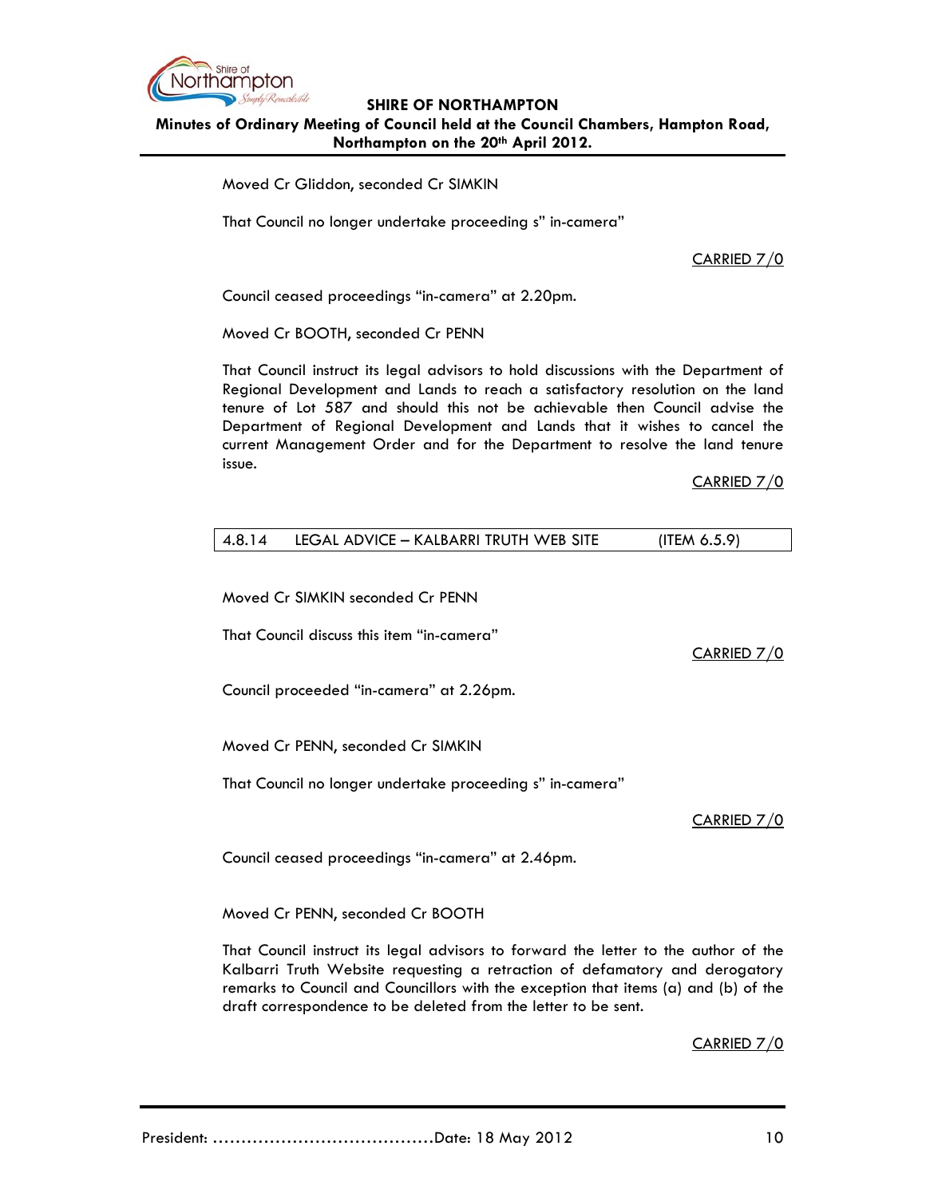Moved Cr Gliddon, seconded Cr SIMKIN

That Council no longer undertake proceeding s" in-camera"

CARRIED 7/0

Council ceased proceedings "in-camera" at 2.20pm.

Moved Cr BOOTH, seconded Cr PENN

That Council instruct its legal advisors to hold discussions with the Department of Regional Development and Lands to reach a satisfactory resolution on the land tenure of Lot 587 and should this not be achievable then Council advise the Department of Regional Development and Lands that it wishes to cancel the current Management Order and for the Department to resolve the land tenure issue.

CARRIED 7/0

### 4.8.14 LEGAL ADVICE – KALBARRI TRUTH WEB SITE (ITEM 6.5.9)

Moved Cr SIMKIN seconded Cr PENN

That Council discuss this item "in-camera"

CARRIED 7/0

Council proceeded "in-camera" at 2.26pm.

Moved Cr PENN, seconded Cr SIMKIN

That Council no longer undertake proceeding s" in-camera"

CARRIED 7/0

Council ceased proceedings "in-camera" at 2.46pm.

Moved Cr PENN, seconded Cr BOOTH

That Council instruct its legal advisors to forward the letter to the author of the Kalbarri Truth Website requesting a retraction of defamatory and derogatory remarks to Council and Councillors with the exception that items (a) and (b) of the draft correspondence to be deleted from the letter to be sent.

CARRIED 7/0

President: ………………………………….Date: 18 May 2012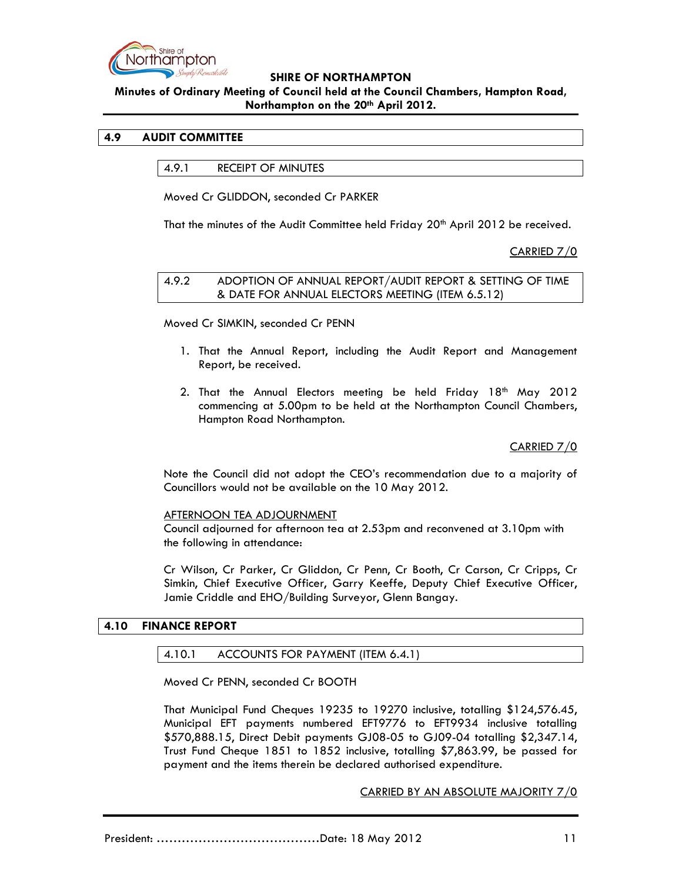## 4.9 AUDIT COMMITTEE

### 4.9.1 RECEIPT OF MINUTES

Moved Cr GLIDDON, seconded Cr PARKER

That the minutes of the Audit Committee held Friday 20th April 2012 be received.

CARRIED 7/0

### 4.9.2 ADOPTION OF ANNUAL REPORT/AUDIT REPORT & SETTING OF TIME & DATE FOR ANNUAL ELECTORS MEETING (ITEM 6.5.12)

Moved Cr SIMKIN, seconded Cr PENN

1. That the Annual Report, including the Audit Report and Management Report, be received.

2. That the Annual Electors meeting be held Friday 18th May 2012 commencing at 5.00pm to be held at the Northampton Council Chambers, Hampton Road Northampton.

CARRIED 7/0

Note the Council did not adopt the CEO's recommendation due to a majority of Councillors would not be available on the 10 May 2012.

AFTERNOON TEA ADJOURNMENT
Council adjourned for afternoon tea at 2.53pm and reconvened at 3.10pm with the following in attendance:

Cr Wilson, Cr Parker, Cr Gliddon, Cr Penn, Cr Booth, Cr Carson, Cr Cripps, Cr Simkin, Chief Executive Officer, Garry Keeffe, Deputy Chief Executive Officer, Jamie Criddle and EHO/Building Surveyor, Glenn Bangay.

## 4.10 FINANCE REPORT

### 4.10.1 ACCOUNTS FOR PAYMENT (ITEM 6.4.1)

Moved Cr PENN, seconded Cr BOOTH

That Municipal Fund Cheques 19235 to 19270 inclusive, totalling $124,576.45, Municipal EFT payments numbered EFT9776 to EFT9934 inclusive totalling $570,888.15, Direct Debit payments GJ08-05 to GJ09-04 totalling $2,347.14, Trust Fund Cheque 1851 to 1852 inclusive, totalling $7,863.99, be passed for payment and the items therein be declared authorised expenditure.

CARRIED BY AN ABSOLUTE MAJORITY 7/0

President: ......................................Date: 18 May 2012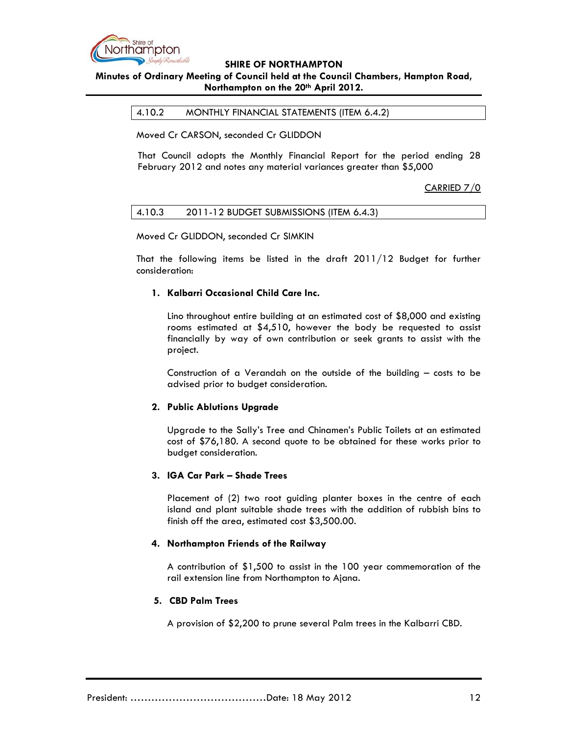| 4.10.2 | MONTHLY FINANCIAL STATEMENTS (ITEM 6.4.2) |
|---|---|

Moved Cr CARSON, seconded Cr GLIDDON

That Council adopts the Monthly Financial Report for the period ending 28 February 2012 and notes any material variances greater than $5,000

CARRIED 7/0

| 4.10.3 | 2011-12 BUDGET SUBMISSIONS (ITEM 6.4.3) |
|---|---|

Moved Cr GLIDDON, seconded Cr SIMKIN

That the following items be listed in the draft 2011/12 Budget for further consideration:

1. **Kalbarri Occasional Child Care Inc.**

   Lino throughout entire building at an estimated cost of $8,000 and existing rooms estimated at $4,510, however the body be requested to assist financially by way of own contribution or seek grants to assist with the project.

   Construction of a Verandah on the outside of the building – costs to be advised prior to budget consideration.

2. **Public Ablutions Upgrade**

   Upgrade to the Sally's Tree and Chinamen's Public Toilets at an estimated cost of $76,180. A second quote to be obtained for these works prior to budget consideration.

3. **IGA Car Park – Shade Trees**

   Placement of (2) two root guiding planter boxes in the centre of each island and plant suitable shade trees with the addition of rubbish bins to finish off the area, estimated cost $3,500.00.

4. **Northampton Friends of the Railway**

   A contribution of $1,500 to assist in the 100 year commemoration of the rail extension line from Northampton to Ajana.

5. **CBD Palm Trees**

   A provision of $2,200 to prune several Palm trees in the Kalbarri CBD.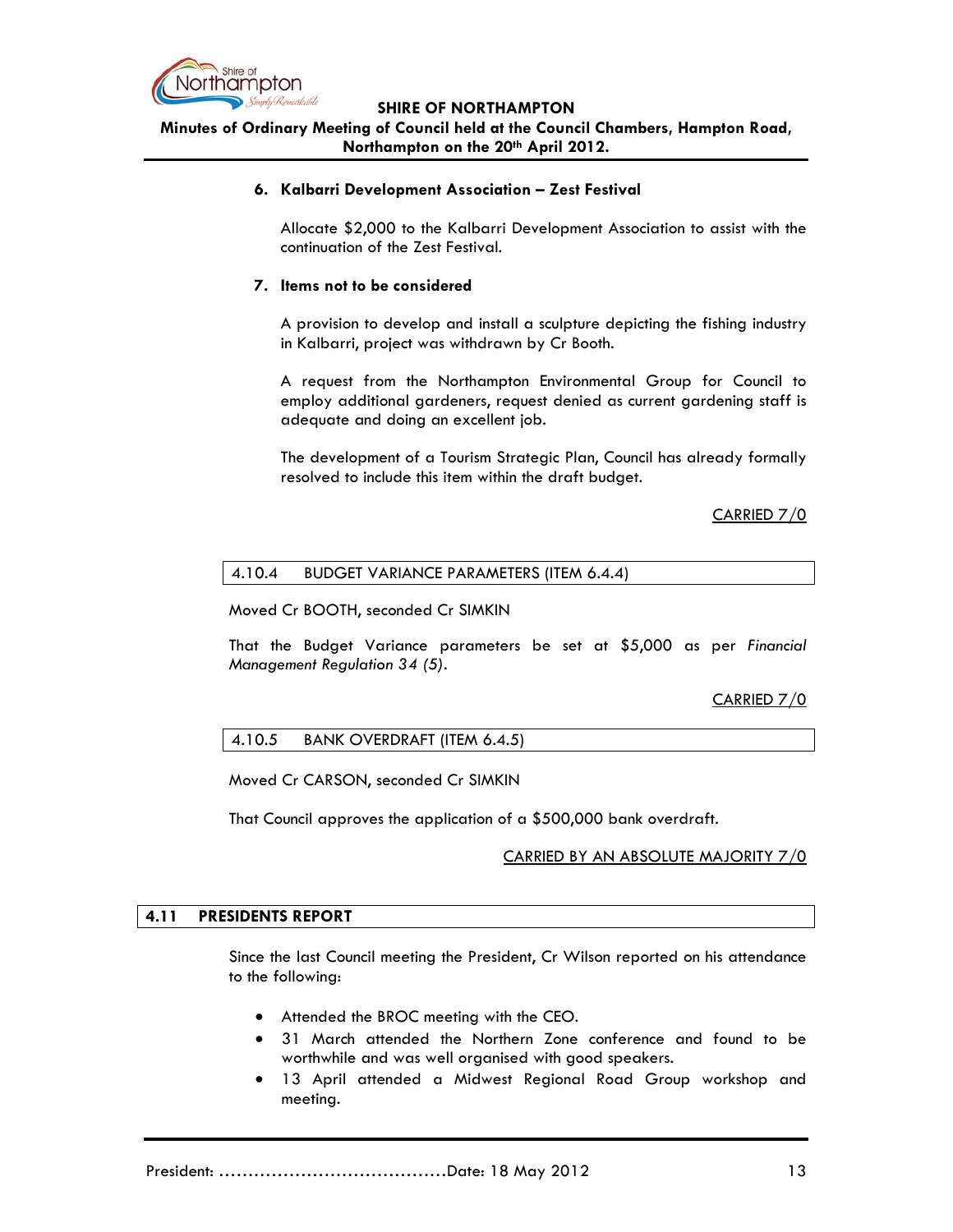**6. Kalbarri Development Association – Zest Festival**

Allocate $2,000 to the Kalbarri Development Association to assist with the continuation of the Zest Festival.

**7. Items not to be considered**

A provision to develop and install a sculpture depicting the fishing industry in Kalbarri, project was withdrawn by Cr Booth.

A request from the Northampton Environmental Group for Council to employ additional gardeners, request denied as current gardening staff is adequate and doing an excellent job.

The development of a Tourism Strategic Plan, Council has already formally resolved to include this item within the draft budget.

CARRIED 7/0

### 4.10.4 BUDGET VARIANCE PARAMETERS (ITEM 6.4.4)

Moved Cr BOOTH, seconded Cr SIMKIN

That the Budget Variance parameters be set at $5,000 as per *Financial Management Regulation 34 (5)*.

CARRIED 7/0

### 4.10.5 BANK OVERDRAFT (ITEM 6.4.5)

Moved Cr CARSON, seconded Cr SIMKIN

That Council approves the application of a $500,000 bank overdraft.

CARRIED BY AN ABSOLUTE MAJORITY 7/0

## 4.11 PRESIDENTS REPORT

Since the last Council meeting the President, Cr Wilson reported on his attendance to the following:

- Attended the BROC meeting with the CEO.
- 31 March attended the Northern Zone conference and found to be worthwhile and was well organised with good speakers.
- 13 April attended a Midwest Regional Road Group workshop and meeting.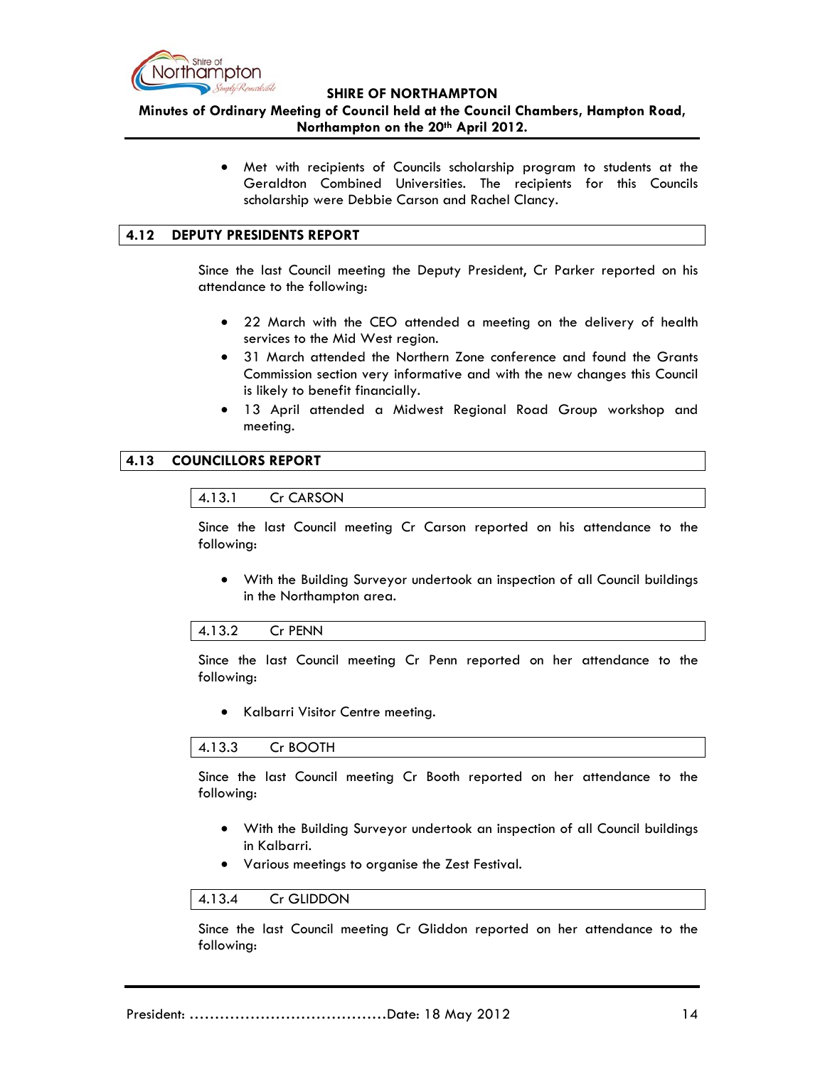- Met with recipients of Councils scholarship program to students at the Geraldton Combined Universities. The recipients for this Councils scholarship were Debbie Carson and Rachel Clancy.

## 4.12 DEPUTY PRESIDENTS REPORT

Since the last Council meeting the Deputy President, Cr Parker reported on his attendance to the following:

- 22 March with the CEO attended a meeting on the delivery of health services to the Mid West region.
- 31 March attended the Northern Zone conference and found the Grants Commission section very informative and with the new changes this Council is likely to benefit financially.
- 13 April attended a Midwest Regional Road Group workshop and meeting.

## 4.13 COUNCILLORS REPORT

### 4.13.1 Cr CARSON

Since the last Council meeting Cr Carson reported on his attendance to the following:

- With the Building Surveyor undertook an inspection of all Council buildings in the Northampton area.

### 4.13.2 Cr PENN

Since the last Council meeting Cr Penn reported on her attendance to the following:

- Kalbarri Visitor Centre meeting.

### 4.13.3 Cr BOOTH

Since the last Council meeting Cr Booth reported on her attendance to the following:

- With the Building Surveyor undertook an inspection of all Council buildings in Kalbarri.
- Various meetings to organise the Zest Festival.

### 4.13.4 Cr GLIDDON

Since the last Council meeting Cr Gliddon reported on her attendance to the following: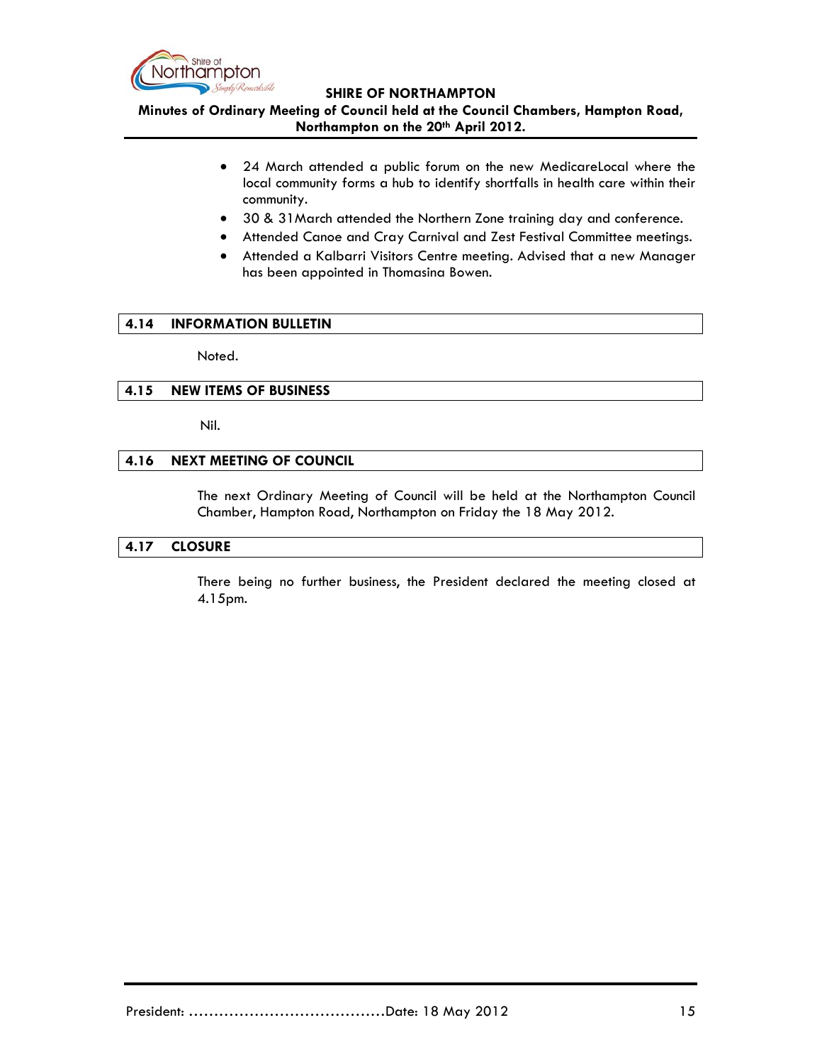- 24 March attended a public forum on the new MedicareLocal where the local community forms a hub to identify shortfalls in health care within their community.
- 30 & 31March attended the Northern Zone training day and conference.
- Attended Canoe and Cray Carnival and Zest Festival Committee meetings.
- Attended a Kalbarri Visitors Centre meeting. Advised that a new Manager has been appointed in Thomasina Bowen.

### 4.14 INFORMATION BULLETIN

Noted.

### 4.15 NEW ITEMS OF BUSINESS

Nil.

### 4.16 NEXT MEETING OF COUNCIL

The next Ordinary Meeting of Council will be held at the Northampton Council Chamber, Hampton Road, Northampton on Friday the 18 May 2012.

### 4.17 CLOSURE

There being no further business, the President declared the meeting closed at 4.15pm.

President: ......................................Date: 18 May 2012